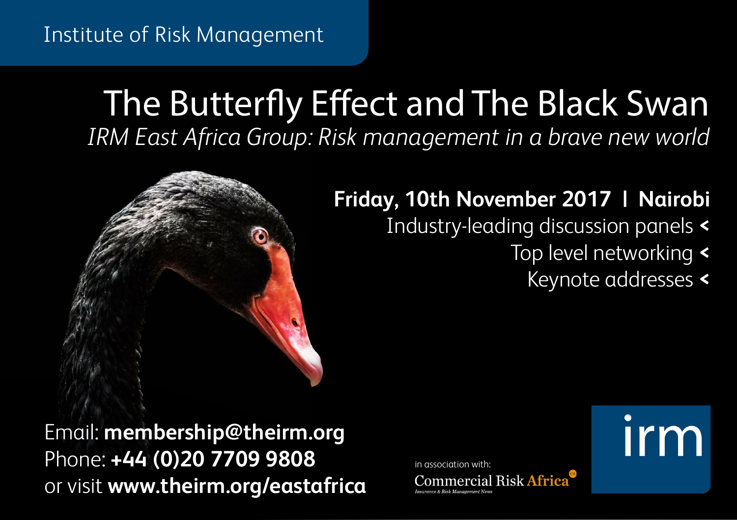Institute of Risk Management

# The Butterfly Effect and The Black Swan

*IRM East Africa Group: Risk management in a brave new world*

**Friday, 10th November 2017 I Nairobi**

Industry-leading discussion panels <

Top level networking <

Keynote addresses <

Email: **membership@theirm.org**
Phone: **+44 (0)20 7709 9808**
or visit **www.theirm.org/eastafrica**

in association with:
Commercial Risk Africa
*Insurance & Risk Management News*

irm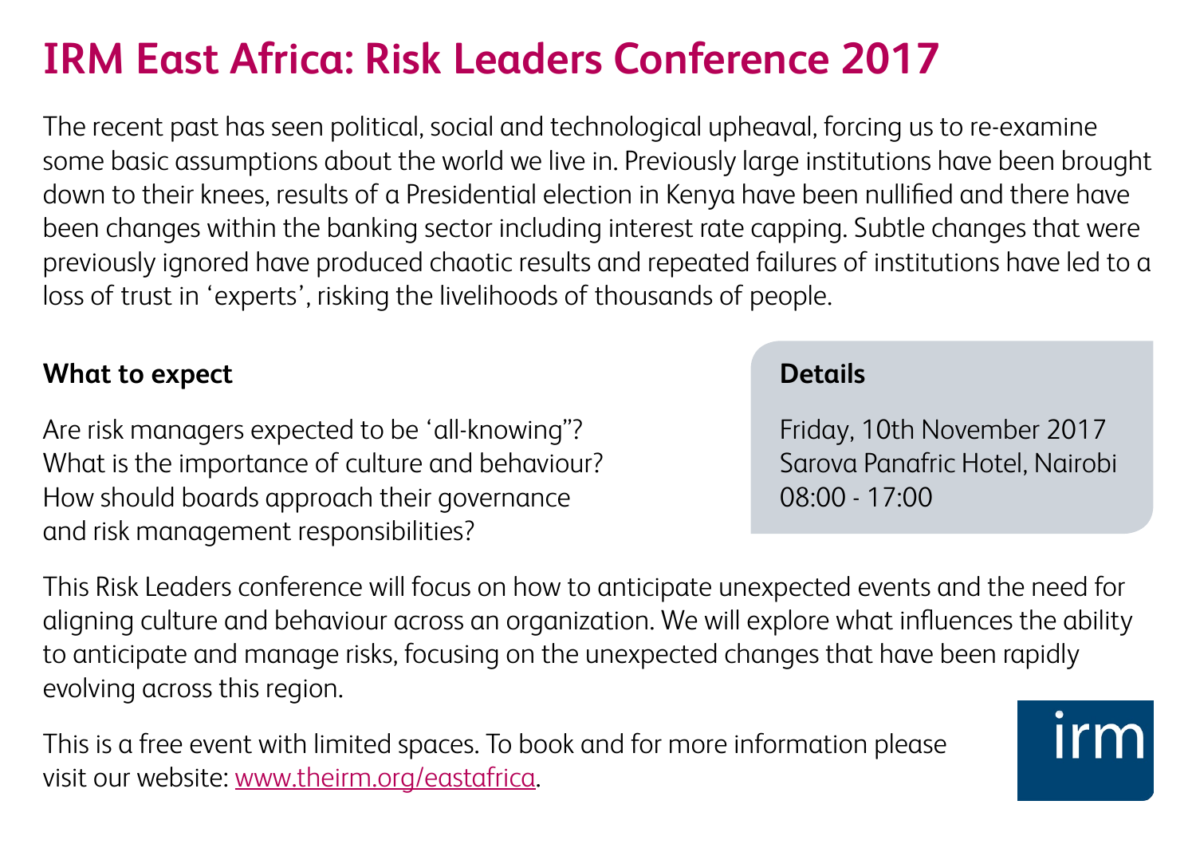# IRM East Africa: Risk Leaders Conference 2017

The recent past has seen political, social and technological upheaval, forcing us to re-examine some basic assumptions about the world we live in. Previously large institutions have been brought down to their knees, results of a Presidential election in Kenya have been nullified and there have been changes within the banking sector including interest rate capping. Subtle changes that were previously ignored have produced chaotic results and repeated failures of institutions have led to a loss of trust in 'experts', risking the livelihoods of thousands of people.

**What to expect**

Are risk managers expected to be 'all-knowing"? What is the importance of culture and behaviour? How should boards approach their governance and risk management responsibilities?

**Details**

Friday, 10th November 2017
Sarova Panafric Hotel, Nairobi
08:00 - 17:00

This Risk Leaders conference will focus on how to anticipate unexpected events and the need for aligning culture and behaviour across an organization. We will explore what influences the ability to anticipate and manage risks, focusing on the unexpected changes that have been rapidly evolving across this region.

This is a free event with limited spaces. To book and for more information please visit our website: www.theirm.org/eastafrica.

irm